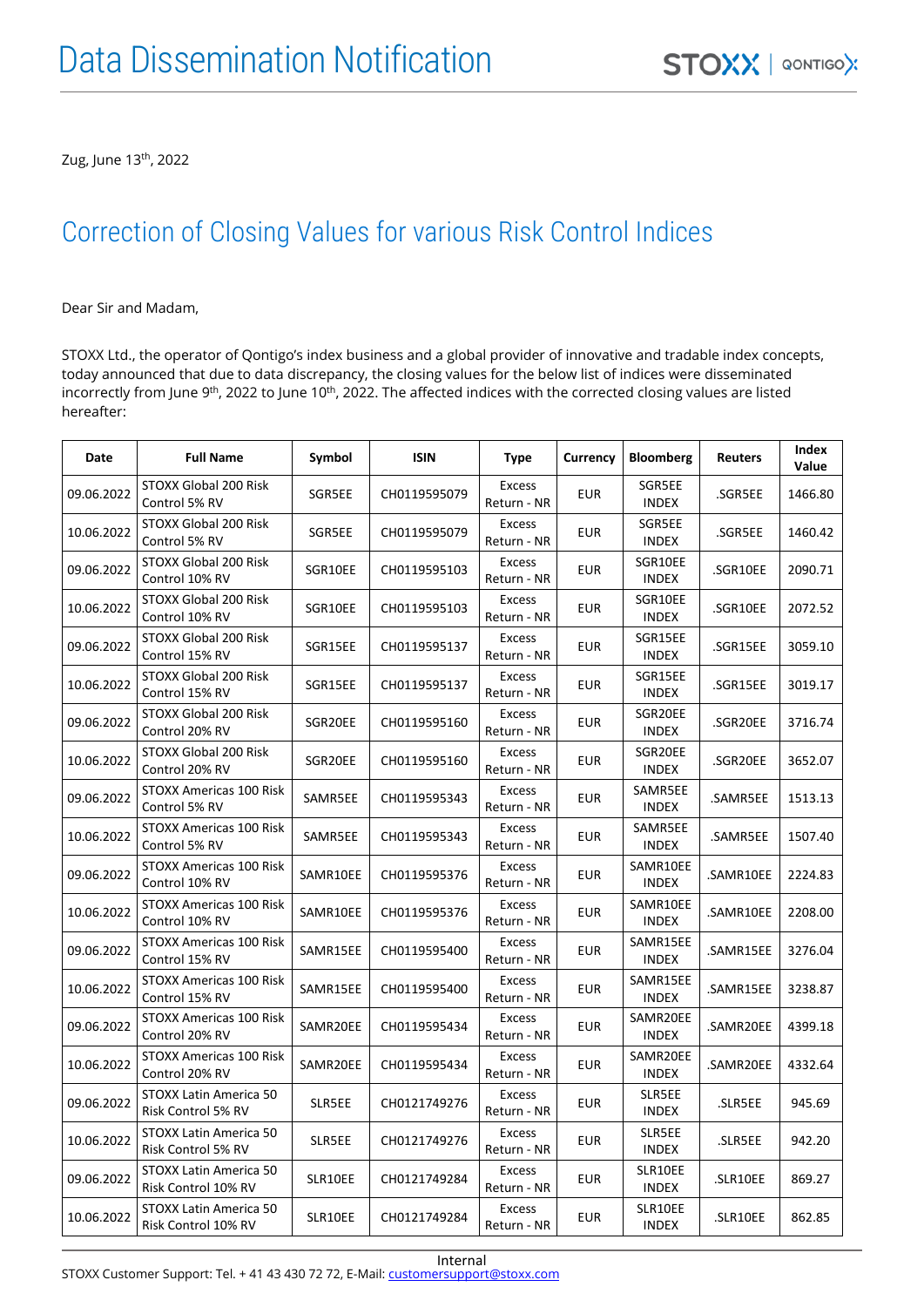# Data Dissemination Notification

Zug, June 13th, 2022

## Correction of Closing Values for various Risk Control Indices

Dear Sir and Madam,

STOXX Ltd., the operator of Qontigo's index business and a global provider of innovative and tradable index concepts, today announced that due to data discrepancy, the closing values for the below list of indices were disseminated incorrectly from June 9th, 2022 to June 10th, 2022. The affected indices with the corrected closing values are listed hereafter:

| Date | Full Name | Symbol | ISIN | Type | Currency | Bloomberg | Reuters | Index Value |
|---|---|---|---|---|---|---|---|---|
| 09.06.2022 | STOXX Global 200 Risk Control 5% RV | SGR5EE | CH0119595079 | Excess Return - NR | EUR | SGR5EE INDEX | .SGR5EE | 1466.80 |
| 10.06.2022 | STOXX Global 200 Risk Control 5% RV | SGR5EE | CH0119595079 | Excess Return - NR | EUR | SGR5EE INDEX | .SGR5EE | 1460.42 |
| 09.06.2022 | STOXX Global 200 Risk Control 10% RV | SGR10EE | CH0119595103 | Excess Return - NR | EUR | SGR10EE INDEX | .SGR10EE | 2090.71 |
| 10.06.2022 | STOXX Global 200 Risk Control 10% RV | SGR10EE | CH0119595103 | Excess Return - NR | EUR | SGR10EE INDEX | .SGR10EE | 2072.52 |
| 09.06.2022 | STOXX Global 200 Risk Control 15% RV | SGR15EE | CH0119595137 | Excess Return - NR | EUR | SGR15EE INDEX | .SGR15EE | 3059.10 |
| 10.06.2022 | STOXX Global 200 Risk Control 15% RV | SGR15EE | CH0119595137 | Excess Return - NR | EUR | SGR15EE INDEX | .SGR15EE | 3019.17 |
| 09.06.2022 | STOXX Global 200 Risk Control 20% RV | SGR20EE | CH0119595160 | Excess Return - NR | EUR | SGR20EE INDEX | .SGR20EE | 3716.74 |
| 10.06.2022 | STOXX Global 200 Risk Control 20% RV | SGR20EE | CH0119595160 | Excess Return - NR | EUR | SGR20EE INDEX | .SGR20EE | 3652.07 |
| 09.06.2022 | STOXX Americas 100 Risk Control 5% RV | SAMR5EE | CH0119595343 | Excess Return - NR | EUR | SAMR5EE INDEX | .SAMR5EE | 1513.13 |
| 10.06.2022 | STOXX Americas 100 Risk Control 5% RV | SAMR5EE | CH0119595343 | Excess Return - NR | EUR | SAMR5EE INDEX | .SAMR5EE | 1507.40 |
| 09.06.2022 | STOXX Americas 100 Risk Control 10% RV | SAMR10EE | CH0119595376 | Excess Return - NR | EUR | SAMR10EE INDEX | .SAMR10EE | 2224.83 |
| 10.06.2022 | STOXX Americas 100 Risk Control 10% RV | SAMR10EE | CH0119595376 | Excess Return - NR | EUR | SAMR10EE INDEX | .SAMR10EE | 2208.00 |
| 09.06.2022 | STOXX Americas 100 Risk Control 15% RV | SAMR15EE | CH0119595400 | Excess Return - NR | EUR | SAMR15EE INDEX | .SAMR15EE | 3276.04 |
| 10.06.2022 | STOXX Americas 100 Risk Control 15% RV | SAMR15EE | CH0119595400 | Excess Return - NR | EUR | SAMR15EE INDEX | .SAMR15EE | 3238.87 |
| 09.06.2022 | STOXX Americas 100 Risk Control 20% RV | SAMR20EE | CH0119595434 | Excess Return - NR | EUR | SAMR20EE INDEX | .SAMR20EE | 4399.18 |
| 10.06.2022 | STOXX Americas 100 Risk Control 20% RV | SAMR20EE | CH0119595434 | Excess Return - NR | EUR | SAMR20EE INDEX | .SAMR20EE | 4332.64 |
| 09.06.2022 | STOXX Latin America 50 Risk Control 5% RV | SLR5EE | CH0121749276 | Excess Return - NR | EUR | SLR5EE INDEX | .SLR5EE | 945.69 |
| 10.06.2022 | STOXX Latin America 50 Risk Control 5% RV | SLR5EE | CH0121749276 | Excess Return - NR | EUR | SLR5EE INDEX | .SLR5EE | 942.20 |
| 09.06.2022 | STOXX Latin America 50 Risk Control 10% RV | SLR10EE | CH0121749284 | Excess Return - NR | EUR | SLR10EE INDEX | .SLR10EE | 869.27 |
| 10.06.2022 | STOXX Latin America 50 Risk Control 10% RV | SLR10EE | CH0121749284 | Excess Return - NR | EUR | SLR10EE INDEX | .SLR10EE | 862.85 |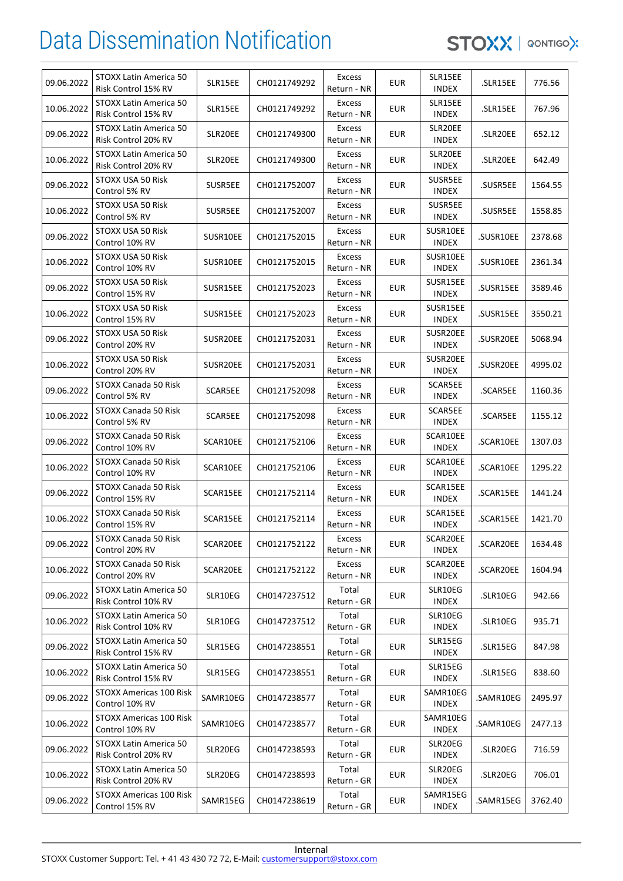| 09.06.2022 | STOXX Latin America 50 Risk Control 15% RV | SLR15EE | CH0121749292 | Excess Return - NR | EUR | SLR15EE INDEX | .SLR15EE | 776.56 |
|---|---|---|---|---|---|---|---|---|
| 10.06.2022 | STOXX Latin America 50 Risk Control 15% RV | SLR15EE | CH0121749292 | Excess Return - NR | EUR | SLR15EE INDEX | .SLR15EE | 767.96 |
| 09.06.2022 | STOXX Latin America 50 Risk Control 20% RV | SLR20EE | CH0121749300 | Excess Return - NR | EUR | SLR20EE INDEX | .SLR20EE | 652.12 |
| 10.06.2022 | STOXX Latin America 50 Risk Control 20% RV | SLR20EE | CH0121749300 | Excess Return - NR | EUR | SLR20EE INDEX | .SLR20EE | 642.49 |
| 09.06.2022 | STOXX USA 50 Risk Control 5% RV | SUSR5EE | CH0121752007 | Excess Return - NR | EUR | SUSR5EE INDEX | .SUSR5EE | 1564.55 |
| 10.06.2022 | STOXX USA 50 Risk Control 5% RV | SUSR5EE | CH0121752007 | Excess Return - NR | EUR | SUSR5EE INDEX | .SUSR5EE | 1558.85 |
| 09.06.2022 | STOXX USA 50 Risk Control 10% RV | SUSR10EE | CH0121752015 | Excess Return - NR | EUR | SUSR10EE INDEX | .SUSR10EE | 2378.68 |
| 10.06.2022 | STOXX USA 50 Risk Control 10% RV | SUSR10EE | CH0121752015 | Excess Return - NR | EUR | SUSR10EE INDEX | .SUSR10EE | 2361.34 |
| 09.06.2022 | STOXX USA 50 Risk Control 15% RV | SUSR15EE | CH0121752023 | Excess Return - NR | EUR | SUSR15EE INDEX | .SUSR15EE | 3589.46 |
| 10.06.2022 | STOXX USA 50 Risk Control 15% RV | SUSR15EE | CH0121752023 | Excess Return - NR | EUR | SUSR15EE INDEX | .SUSR15EE | 3550.21 |
| 09.06.2022 | STOXX USA 50 Risk Control 20% RV | SUSR20EE | CH0121752031 | Excess Return - NR | EUR | SUSR20EE INDEX | .SUSR20EE | 5068.94 |
| 10.06.2022 | STOXX USA 50 Risk Control 20% RV | SUSR20EE | CH0121752031 | Excess Return - NR | EUR | SUSR20EE INDEX | .SUSR20EE | 4995.02 |
| 09.06.2022 | STOXX Canada 50 Risk Control 5% RV | SCAR5EE | CH0121752098 | Excess Return - NR | EUR | SCAR5EE INDEX | .SCAR5EE | 1160.36 |
| 10.06.2022 | STOXX Canada 50 Risk Control 5% RV | SCAR5EE | CH0121752098 | Excess Return - NR | EUR | SCAR5EE INDEX | .SCAR5EE | 1155.12 |
| 09.06.2022 | STOXX Canada 50 Risk Control 10% RV | SCAR10EE | CH0121752106 | Excess Return - NR | EUR | SCAR10EE INDEX | .SCAR10EE | 1307.03 |
| 10.06.2022 | STOXX Canada 50 Risk Control 10% RV | SCAR10EE | CH0121752106 | Excess Return - NR | EUR | SCAR10EE INDEX | .SCAR10EE | 1295.22 |
| 09.06.2022 | STOXX Canada 50 Risk Control 15% RV | SCAR15EE | CH0121752114 | Excess Return - NR | EUR | SCAR15EE INDEX | .SCAR15EE | 1441.24 |
| 10.06.2022 | STOXX Canada 50 Risk Control 15% RV | SCAR15EE | CH0121752114 | Excess Return - NR | EUR | SCAR15EE INDEX | .SCAR15EE | 1421.70 |
| 09.06.2022 | STOXX Canada 50 Risk Control 20% RV | SCAR20EE | CH0121752122 | Excess Return - NR | EUR | SCAR20EE INDEX | .SCAR20EE | 1634.48 |
| 10.06.2022 | STOXX Canada 50 Risk Control 20% RV | SCAR20EE | CH0121752122 | Excess Return - NR | EUR | SCAR20EE INDEX | .SCAR20EE | 1604.94 |
| 09.06.2022 | STOXX Latin America 50 Risk Control 10% RV | SLR10EG | CH0147237512 | Total Return - GR | EUR | SLR10EG INDEX | .SLR10EG | 942.66 |
| 10.06.2022 | STOXX Latin America 50 Risk Control 10% RV | SLR10EG | CH0147237512 | Total Return - GR | EUR | SLR10EG INDEX | .SLR10EG | 935.71 |
| 09.06.2022 | STOXX Latin America 50 Risk Control 15% RV | SLR15EG | CH0147238551 | Total Return - GR | EUR | SLR15EG INDEX | .SLR15EG | 847.98 |
| 10.06.2022 | STOXX Latin America 50 Risk Control 15% RV | SLR15EG | CH0147238551 | Total Return - GR | EUR | SLR15EG INDEX | .SLR15EG | 838.60 |
| 09.06.2022 | STOXX Americas 100 Risk Control 10% RV | SAMR10EG | CH0147238577 | Total Return - GR | EUR | SAMR10EG INDEX | .SAMR10EG | 2495.97 |
| 10.06.2022 | STOXX Americas 100 Risk Control 10% RV | SAMR10EG | CH0147238577 | Total Return - GR | EUR | SAMR10EG INDEX | .SAMR10EG | 2477.13 |
| 09.06.2022 | STOXX Latin America 50 Risk Control 20% RV | SLR20EG | CH0147238593 | Total Return - GR | EUR | SLR20EG INDEX | .SLR20EG | 716.59 |
| 10.06.2022 | STOXX Latin America 50 Risk Control 20% RV | SLR20EG | CH0147238593 | Total Return - GR | EUR | SLR20EG INDEX | .SLR20EG | 706.01 |
| 09.06.2022 | STOXX Americas 100 Risk Control 15% RV | SAMR15EG | CH0147238619 | Total Return - GR | EUR | SAMR15EG INDEX | .SAMR15EG | 3762.40 |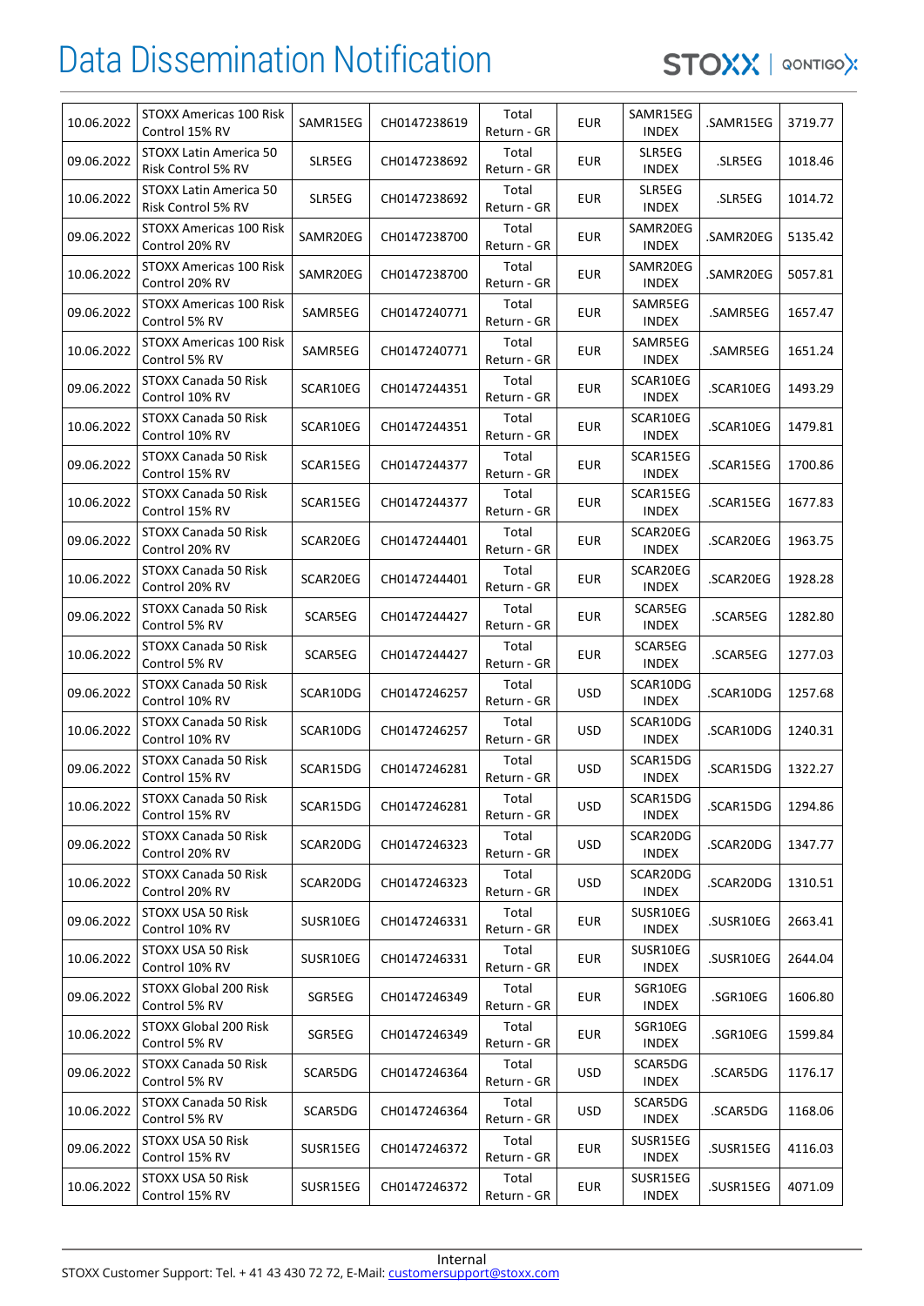# Data Dissemination Notification

| | | | | | | | | |
|---|---|---|---|---|---|---|---|---|
| 10.06.2022 | STOXX Americas 100 Risk Control 15% RV | SAMR15EG | CH0147238619 | Total Return - GR | EUR | SAMR15EG INDEX | .SAMR15EG | 3719.77 |
| 09.06.2022 | STOXX Latin America 50 Risk Control 5% RV | SLR5EG | CH0147238692 | Total Return - GR | EUR | SLR5EG INDEX | .SLR5EG | 1018.46 |
| 10.06.2022 | STOXX Latin America 50 Risk Control 5% RV | SLR5EG | CH0147238692 | Total Return - GR | EUR | SLR5EG INDEX | .SLR5EG | 1014.72 |
| 09.06.2022 | STOXX Americas 100 Risk Control 20% RV | SAMR20EG | CH0147238700 | Total Return - GR | EUR | SAMR20EG INDEX | .SAMR20EG | 5135.42 |
| 10.06.2022 | STOXX Americas 100 Risk Control 20% RV | SAMR20EG | CH0147238700 | Total Return - GR | EUR | SAMR20EG INDEX | .SAMR20EG | 5057.81 |
| 09.06.2022 | STOXX Americas 100 Risk Control 5% RV | SAMR5EG | CH0147240771 | Total Return - GR | EUR | SAMR5EG INDEX | .SAMR5EG | 1657.47 |
| 10.06.2022 | STOXX Americas 100 Risk Control 5% RV | SAMR5EG | CH0147240771 | Total Return - GR | EUR | SAMR5EG INDEX | .SAMR5EG | 1651.24 |
| 09.06.2022 | STOXX Canada 50 Risk Control 10% RV | SCAR10EG | CH0147244351 | Total Return - GR | EUR | SCAR10EG INDEX | .SCAR10EG | 1493.29 |
| 10.06.2022 | STOXX Canada 50 Risk Control 10% RV | SCAR10EG | CH0147244351 | Total Return - GR | EUR | SCAR10EG INDEX | .SCAR10EG | 1479.81 |
| 09.06.2022 | STOXX Canada 50 Risk Control 15% RV | SCAR15EG | CH0147244377 | Total Return - GR | EUR | SCAR15EG INDEX | .SCAR15EG | 1700.86 |
| 10.06.2022 | STOXX Canada 50 Risk Control 15% RV | SCAR15EG | CH0147244377 | Total Return - GR | EUR | SCAR15EG INDEX | .SCAR15EG | 1677.83 |
| 09.06.2022 | STOXX Canada 50 Risk Control 20% RV | SCAR20EG | CH0147244401 | Total Return - GR | EUR | SCAR20EG INDEX | .SCAR20EG | 1963.75 |
| 10.06.2022 | STOXX Canada 50 Risk Control 20% RV | SCAR20EG | CH0147244401 | Total Return - GR | EUR | SCAR20EG INDEX | .SCAR20EG | 1928.28 |
| 09.06.2022 | STOXX Canada 50 Risk Control 5% RV | SCAR5EG | CH0147244427 | Total Return - GR | EUR | SCAR5EG INDEX | .SCAR5EG | 1282.80 |
| 10.06.2022 | STOXX Canada 50 Risk Control 5% RV | SCAR5EG | CH0147244427 | Total Return - GR | EUR | SCAR5EG INDEX | .SCAR5EG | 1277.03 |
| 09.06.2022 | STOXX Canada 50 Risk Control 10% RV | SCAR10DG | CH0147246257 | Total Return - GR | USD | SCAR10DG INDEX | .SCAR10DG | 1257.68 |
| 10.06.2022 | STOXX Canada 50 Risk Control 10% RV | SCAR10DG | CH0147246257 | Total Return - GR | USD | SCAR10DG INDEX | .SCAR10DG | 1240.31 |
| 09.06.2022 | STOXX Canada 50 Risk Control 15% RV | SCAR15DG | CH0147246281 | Total Return - GR | USD | SCAR15DG INDEX | .SCAR15DG | 1322.27 |
| 10.06.2022 | STOXX Canada 50 Risk Control 15% RV | SCAR15DG | CH0147246281 | Total Return - GR | USD | SCAR15DG INDEX | .SCAR15DG | 1294.86 |
| 09.06.2022 | STOXX Canada 50 Risk Control 20% RV | SCAR20DG | CH0147246323 | Total Return - GR | USD | SCAR20DG INDEX | .SCAR20DG | 1347.77 |
| 10.06.2022 | STOXX Canada 50 Risk Control 20% RV | SCAR20DG | CH0147246323 | Total Return - GR | USD | SCAR20DG INDEX | .SCAR20DG | 1310.51 |
| 09.06.2022 | STOXX USA 50 Risk Control 10% RV | SUSR10EG | CH0147246331 | Total Return - GR | EUR | SUSR10EG INDEX | .SUSR10EG | 2663.41 |
| 10.06.2022 | STOXX USA 50 Risk Control 10% RV | SUSR10EG | CH0147246331 | Total Return - GR | EUR | SUSR10EG INDEX | .SUSR10EG | 2644.04 |
| 09.06.2022 | STOXX Global 200 Risk Control 5% RV | SGR5EG | CH0147246349 | Total Return - GR | EUR | SGR10EG INDEX | .SGR10EG | 1606.80 |
| 10.06.2022 | STOXX Global 200 Risk Control 5% RV | SGR5EG | CH0147246349 | Total Return - GR | EUR | SGR10EG INDEX | .SGR10EG | 1599.84 |
| 09.06.2022 | STOXX Canada 50 Risk Control 5% RV | SCAR5DG | CH0147246364 | Total Return - GR | USD | SCAR5DG INDEX | .SCAR5DG | 1176.17 |
| 10.06.2022 | STOXX Canada 50 Risk Control 5% RV | SCAR5DG | CH0147246364 | Total Return - GR | USD | SCAR5DG INDEX | .SCAR5DG | 1168.06 |
| 09.06.2022 | STOXX USA 50 Risk Control 15% RV | SUSR15EG | CH0147246372 | Total Return - GR | EUR | SUSR15EG INDEX | .SUSR15EG | 4116.03 |
| 10.06.2022 | STOXX USA 50 Risk Control 15% RV | SUSR15EG | CH0147246372 | Total Return - GR | EUR | SUSR15EG INDEX | .SUSR15EG | 4071.09 |

Internal

STOXX Customer Support: Tel. + 41 43 430 72 72, E-Mail: customersupport@stoxx.com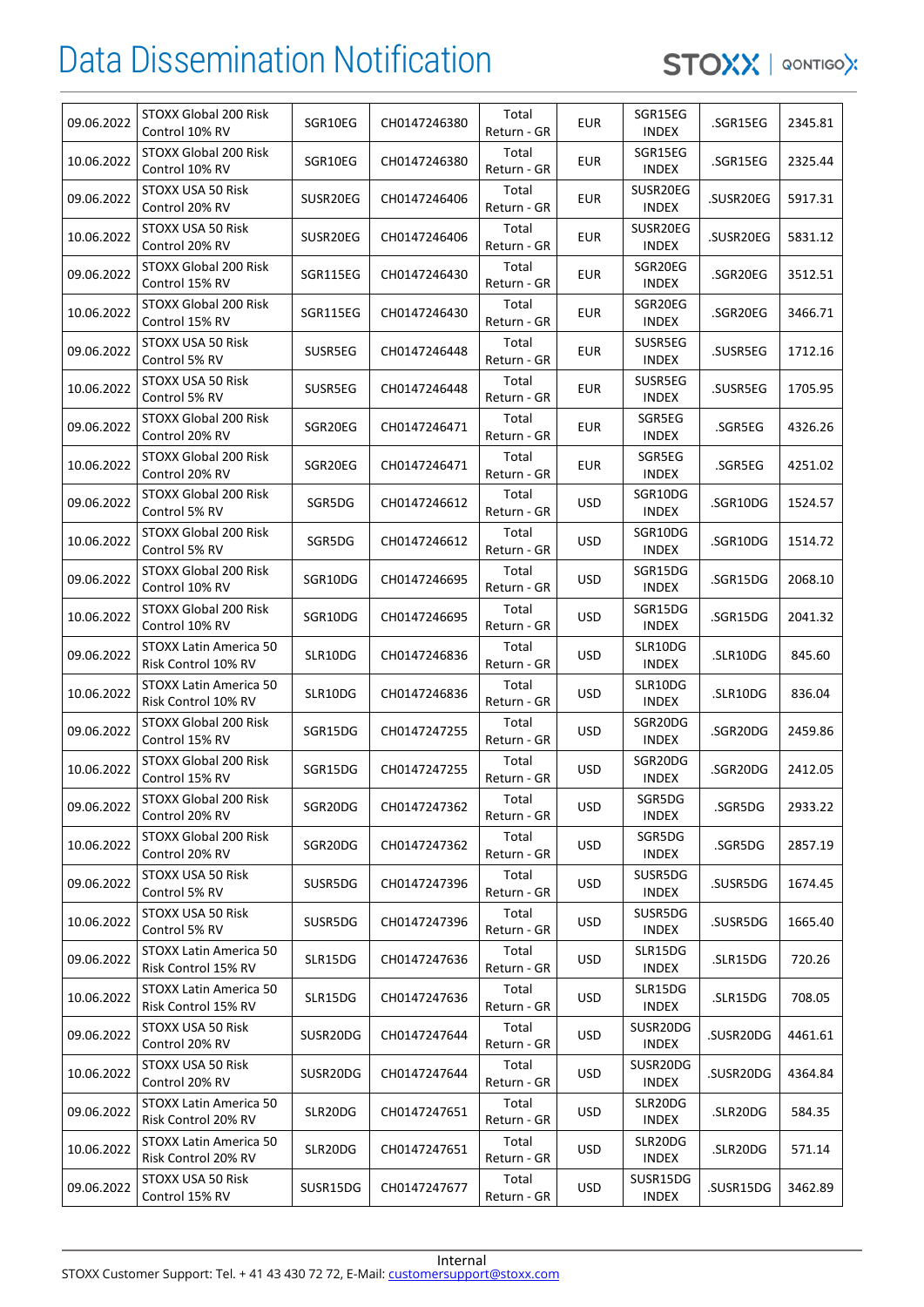# Data Dissemination Notification

| | | | | | | | | |
|---|---|---|---|---|---|---|---|---|
| 09.06.2022 | STOXX Global 200 Risk Control 10% RV | SGR10EG | CH0147246380 | Total Return - GR | EUR | SGR15EG INDEX | .SGR15EG | 2345.81 |
| 10.06.2022 | STOXX Global 200 Risk Control 10% RV | SGR10EG | CH0147246380 | Total Return - GR | EUR | SGR15EG INDEX | .SGR15EG | 2325.44 |
| 09.06.2022 | STOXX USA 50 Risk Control 20% RV | SUSR20EG | CH0147246406 | Total Return - GR | EUR | SUSR20EG INDEX | .SUSR20EG | 5917.31 |
| 10.06.2022 | STOXX USA 50 Risk Control 20% RV | SUSR20EG | CH0147246406 | Total Return - GR | EUR | SUSR20EG INDEX | .SUSR20EG | 5831.12 |
| 09.06.2022 | STOXX Global 200 Risk Control 15% RV | SGR115EG | CH0147246430 | Total Return - GR | EUR | SGR20EG INDEX | .SGR20EG | 3512.51 |
| 10.06.2022 | STOXX Global 200 Risk Control 15% RV | SGR115EG | CH0147246430 | Total Return - GR | EUR | SGR20EG INDEX | .SGR20EG | 3466.71 |
| 09.06.2022 | STOXX USA 50 Risk Control 5% RV | SUSR5EG | CH0147246448 | Total Return - GR | EUR | SUSR5EG INDEX | .SUSR5EG | 1712.16 |
| 10.06.2022 | STOXX USA 50 Risk Control 5% RV | SUSR5EG | CH0147246448 | Total Return - GR | EUR | SUSR5EG INDEX | .SUSR5EG | 1705.95 |
| 09.06.2022 | STOXX Global 200 Risk Control 20% RV | SGR20EG | CH0147246471 | Total Return - GR | EUR | SGR5EG INDEX | .SGR5EG | 4326.26 |
| 10.06.2022 | STOXX Global 200 Risk Control 20% RV | SGR20EG | CH0147246471 | Total Return - GR | EUR | SGR5EG INDEX | .SGR5EG | 4251.02 |
| 09.06.2022 | STOXX Global 200 Risk Control 5% RV | SGR5DG | CH0147246612 | Total Return - GR | USD | SGR10DG INDEX | .SGR10DG | 1524.57 |
| 10.06.2022 | STOXX Global 200 Risk Control 5% RV | SGR5DG | CH0147246612 | Total Return - GR | USD | SGR10DG INDEX | .SGR10DG | 1514.72 |
| 09.06.2022 | STOXX Global 200 Risk Control 10% RV | SGR10DG | CH0147246695 | Total Return - GR | USD | SGR15DG INDEX | .SGR15DG | 2068.10 |
| 10.06.2022 | STOXX Global 200 Risk Control 10% RV | SGR10DG | CH0147246695 | Total Return - GR | USD | SGR15DG INDEX | .SGR15DG | 2041.32 |
| 09.06.2022 | STOXX Latin America 50 Risk Control 10% RV | SLR10DG | CH0147246836 | Total Return - GR | USD | SLR10DG INDEX | .SLR10DG | 845.60 |
| 10.06.2022 | STOXX Latin America 50 Risk Control 10% RV | SLR10DG | CH0147246836 | Total Return - GR | USD | SLR10DG INDEX | .SLR10DG | 836.04 |
| 09.06.2022 | STOXX Global 200 Risk Control 15% RV | SGR15DG | CH0147247255 | Total Return - GR | USD | SGR20DG INDEX | .SGR20DG | 2459.86 |
| 10.06.2022 | STOXX Global 200 Risk Control 15% RV | SGR15DG | CH0147247255 | Total Return - GR | USD | SGR20DG INDEX | .SGR20DG | 2412.05 |
| 09.06.2022 | STOXX Global 200 Risk Control 20% RV | SGR20DG | CH0147247362 | Total Return - GR | USD | SGR5DG INDEX | .SGR5DG | 2933.22 |
| 10.06.2022 | STOXX Global 200 Risk Control 20% RV | SGR20DG | CH0147247362 | Total Return - GR | USD | SGR5DG INDEX | .SGR5DG | 2857.19 |
| 09.06.2022 | STOXX USA 50 Risk Control 5% RV | SUSR5DG | CH0147247396 | Total Return - GR | USD | SUSR5DG INDEX | .SUSR5DG | 1674.45 |
| 10.06.2022 | STOXX USA 50 Risk Control 5% RV | SUSR5DG | CH0147247396 | Total Return - GR | USD | SUSR5DG INDEX | .SUSR5DG | 1665.40 |
| 09.06.2022 | STOXX Latin America 50 Risk Control 15% RV | SLR15DG | CH0147247636 | Total Return - GR | USD | SLR15DG INDEX | .SLR15DG | 720.26 |
| 10.06.2022 | STOXX Latin America 50 Risk Control 15% RV | SLR15DG | CH0147247636 | Total Return - GR | USD | SLR15DG INDEX | .SLR15DG | 708.05 |
| 09.06.2022 | STOXX USA 50 Risk Control 20% RV | SUSR20DG | CH0147247644 | Total Return - GR | USD | SUSR20DG INDEX | .SUSR20DG | 4461.61 |
| 10.06.2022 | STOXX USA 50 Risk Control 20% RV | SUSR20DG | CH0147247644 | Total Return - GR | USD | SUSR20DG INDEX | .SUSR20DG | 4364.84 |
| 09.06.2022 | STOXX Latin America 50 Risk Control 20% RV | SLR20DG | CH0147247651 | Total Return - GR | USD | SLR20DG INDEX | .SLR20DG | 584.35 |
| 10.06.2022 | STOXX Latin America 50 Risk Control 20% RV | SLR20DG | CH0147247651 | Total Return - GR | USD | SLR20DG INDEX | .SLR20DG | 571.14 |
| 09.06.2022 | STOXX USA 50 Risk Control 15% RV | SUSR15DG | CH0147247677 | Total Return - GR | USD | SUSR15DG INDEX | .SUSR15DG | 3462.89 |

Internal

STOXX Customer Support: Tel. + 41 43 430 72 72, E-Mail: customersupport@stoxx.com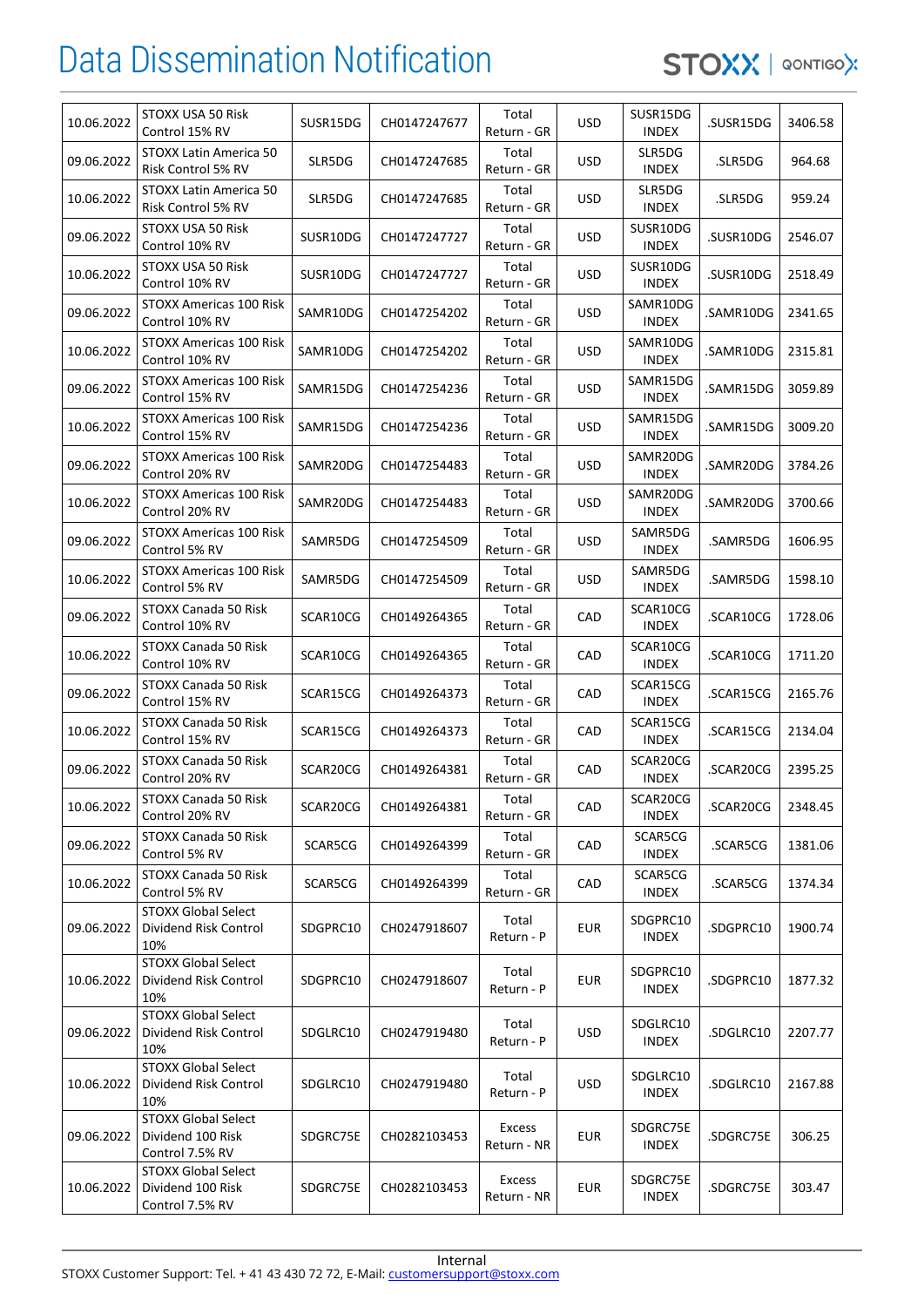| 10.06.2022 | STOXX USA 50 Risk Control 15% RV | SUSR15DG | CH0147247677 | Total Return - GR | USD | SUSR15DG INDEX | .SUSR15DG | 3406.58 |
|---|---|---|---|---|---|---|---|---|
| 09.06.2022 | STOXX Latin America 50 Risk Control 5% RV | SLR5DG | CH0147247685 | Total Return - GR | USD | SLR5DG INDEX | .SLR5DG | 964.68 |
| 10.06.2022 | STOXX Latin America 50 Risk Control 5% RV | SLR5DG | CH0147247685 | Total Return - GR | USD | SLR5DG INDEX | .SLR5DG | 959.24 |
| 09.06.2022 | STOXX USA 50 Risk Control 10% RV | SUSR10DG | CH0147247727 | Total Return - GR | USD | SUSR10DG INDEX | .SUSR10DG | 2546.07 |
| 10.06.2022 | STOXX USA 50 Risk Control 10% RV | SUSR10DG | CH0147247727 | Total Return - GR | USD | SUSR10DG INDEX | .SUSR10DG | 2518.49 |
| 09.06.2022 | STOXX Americas 100 Risk Control 10% RV | SAMR10DG | CH0147254202 | Total Return - GR | USD | SAMR10DG INDEX | .SAMR10DG | 2341.65 |
| 10.06.2022 | STOXX Americas 100 Risk Control 10% RV | SAMR10DG | CH0147254202 | Total Return - GR | USD | SAMR10DG INDEX | .SAMR10DG | 2315.81 |
| 09.06.2022 | STOXX Americas 100 Risk Control 15% RV | SAMR15DG | CH0147254236 | Total Return - GR | USD | SAMR15DG INDEX | .SAMR15DG | 3059.89 |
| 10.06.2022 | STOXX Americas 100 Risk Control 15% RV | SAMR15DG | CH0147254236 | Total Return - GR | USD | SAMR15DG INDEX | .SAMR15DG | 3009.20 |
| 09.06.2022 | STOXX Americas 100 Risk Control 20% RV | SAMR20DG | CH0147254483 | Total Return - GR | USD | SAMR20DG INDEX | .SAMR20DG | 3784.26 |
| 10.06.2022 | STOXX Americas 100 Risk Control 20% RV | SAMR20DG | CH0147254483 | Total Return - GR | USD | SAMR20DG INDEX | .SAMR20DG | 3700.66 |
| 09.06.2022 | STOXX Americas 100 Risk Control 5% RV | SAMR5DG | CH0147254509 | Total Return - GR | USD | SAMR5DG INDEX | .SAMR5DG | 1606.95 |
| 10.06.2022 | STOXX Americas 100 Risk Control 5% RV | SAMR5DG | CH0147254509 | Total Return - GR | USD | SAMR5DG INDEX | .SAMR5DG | 1598.10 |
| 09.06.2022 | STOXX Canada 50 Risk Control 10% RV | SCAR10CG | CH0149264365 | Total Return - GR | CAD | SCAR10CG INDEX | .SCAR10CG | 1728.06 |
| 10.06.2022 | STOXX Canada 50 Risk Control 10% RV | SCAR10CG | CH0149264365 | Total Return - GR | CAD | SCAR10CG INDEX | .SCAR10CG | 1711.20 |
| 09.06.2022 | STOXX Canada 50 Risk Control 15% RV | SCAR15CG | CH0149264373 | Total Return - GR | CAD | SCAR15CG INDEX | .SCAR15CG | 2165.76 |
| 10.06.2022 | STOXX Canada 50 Risk Control 15% RV | SCAR15CG | CH0149264373 | Total Return - GR | CAD | SCAR15CG INDEX | .SCAR15CG | 2134.04 |
| 09.06.2022 | STOXX Canada 50 Risk Control 20% RV | SCAR20CG | CH0149264381 | Total Return - GR | CAD | SCAR20CG INDEX | .SCAR20CG | 2395.25 |
| 10.06.2022 | STOXX Canada 50 Risk Control 20% RV | SCAR20CG | CH0149264381 | Total Return - GR | CAD | SCAR20CG INDEX | .SCAR20CG | 2348.45 |
| 09.06.2022 | STOXX Canada 50 Risk Control 5% RV | SCAR5CG | CH0149264399 | Total Return - GR | CAD | SCAR5CG INDEX | .SCAR5CG | 1381.06 |
| 10.06.2022 | STOXX Canada 50 Risk Control 5% RV | SCAR5CG | CH0149264399 | Total Return - GR | CAD | SCAR5CG INDEX | .SCAR5CG | 1374.34 |
| 09.06.2022 | STOXX Global Select Dividend Risk Control 10% | SDGPRC10 | CH0247918607 | Total Return - P | EUR | SDGPRC10 INDEX | .SDGPRC10 | 1900.74 |
| 10.06.2022 | STOXX Global Select Dividend Risk Control 10% | SDGPRC10 | CH0247918607 | Total Return - P | EUR | SDGPRC10 INDEX | .SDGPRC10 | 1877.32 |
| 09.06.2022 | STOXX Global Select Dividend Risk Control 10% | SDGLRC10 | CH0247919480 | Total Return - P | USD | SDGLRC10 INDEX | .SDGLRC10 | 2207.77 |
| 10.06.2022 | STOXX Global Select Dividend Risk Control 10% | SDGLRC10 | CH0247919480 | Total Return - P | USD | SDGLRC10 INDEX | .SDGLRC10 | 2167.88 |
| 09.06.2022 | STOXX Global Select Dividend 100 Risk Control 7.5% RV | SDGRC75E | CH0282103453 | Excess Return - NR | EUR | SDGRC75E INDEX | .SDGRC75E | 306.25 |
| 10.06.2022 | STOXX Global Select Dividend 100 Risk Control 7.5% RV | SDGRC75E | CH0282103453 | Excess Return - NR | EUR | SDGRC75E INDEX | .SDGRC75E | 303.47 |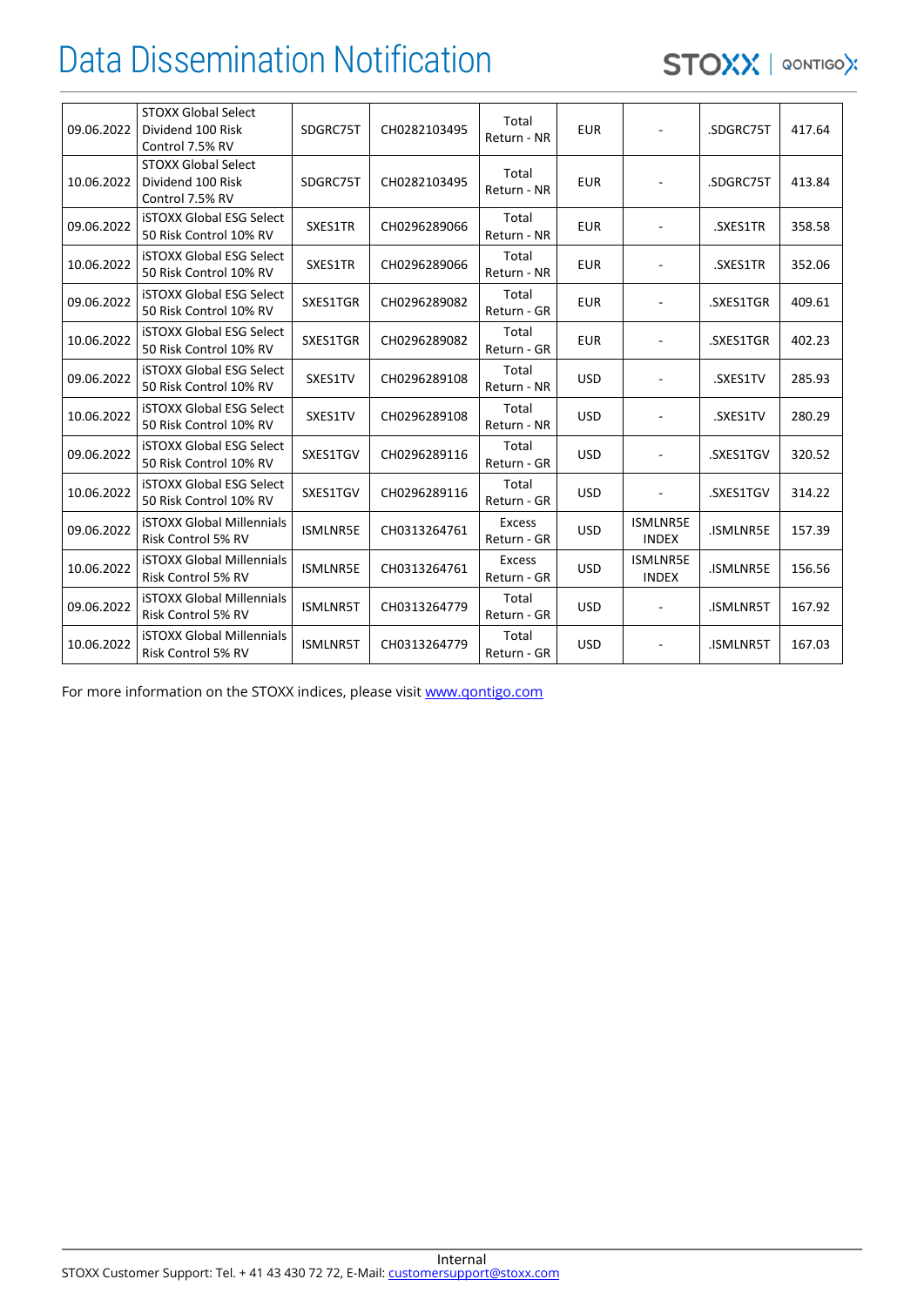| | | | | | | | | |
|---|---|---|---|---|---|---|---|---|
| 09.06.2022 | STOXX Global Select Dividend 100 Risk Control 7.5% RV | SDGRC75T | CH0282103495 | Total Return - NR | EUR | - | .SDGRC75T | 417.64 |
| 10.06.2022 | STOXX Global Select Dividend 100 Risk Control 7.5% RV | SDGRC75T | CH0282103495 | Total Return - NR | EUR | - | .SDGRC75T | 413.84 |
| 09.06.2022 | iSTOXX Global ESG Select 50 Risk Control 10% RV | SXES1TR | CH0296289066 | Total Return - NR | EUR | - | .SXES1TR | 358.58 |
| 10.06.2022 | iSTOXX Global ESG Select 50 Risk Control 10% RV | SXES1TR | CH0296289066 | Total Return - NR | EUR | - | .SXES1TR | 352.06 |
| 09.06.2022 | iSTOXX Global ESG Select 50 Risk Control 10% RV | SXES1TGR | CH0296289082 | Total Return - GR | EUR | - | .SXES1TGR | 409.61 |
| 10.06.2022 | iSTOXX Global ESG Select 50 Risk Control 10% RV | SXES1TGR | CH0296289082 | Total Return - GR | EUR | - | .SXES1TGR | 402.23 |
| 09.06.2022 | iSTOXX Global ESG Select 50 Risk Control 10% RV | SXES1TV | CH0296289108 | Total Return - NR | USD | - | .SXES1TV | 285.93 |
| 10.06.2022 | iSTOXX Global ESG Select 50 Risk Control 10% RV | SXES1TV | CH0296289108 | Total Return - NR | USD | - | .SXES1TV | 280.29 |
| 09.06.2022 | iSTOXX Global ESG Select 50 Risk Control 10% RV | SXES1TGV | CH0296289116 | Total Return - GR | USD | - | .SXES1TGV | 320.52 |
| 10.06.2022 | iSTOXX Global ESG Select 50 Risk Control 10% RV | SXES1TGV | CH0296289116 | Total Return - GR | USD | - | .SXES1TGV | 314.22 |
| 09.06.2022 | iSTOXX Global Millennials Risk Control 5% RV | ISMLNR5E | CH0313264761 | Excess Return - GR | USD | ISMLNR5E INDEX | .ISMLNR5E | 157.39 |
| 10.06.2022 | iSTOXX Global Millennials Risk Control 5% RV | ISMLNR5E | CH0313264761 | Excess Return - GR | USD | ISMLNR5E INDEX | .ISMLNR5E | 156.56 |
| 09.06.2022 | iSTOXX Global Millennials Risk Control 5% RV | ISMLNR5T | CH0313264779 | Total Return - GR | USD | - | .ISMLNR5T | 167.92 |
| 10.06.2022 | iSTOXX Global Millennials Risk Control 5% RV | ISMLNR5T | CH0313264779 | Total Return - GR | USD | - | .ISMLNR5T | 167.03 |

For more information on the STOXX indices, please visit www.qontigo.com